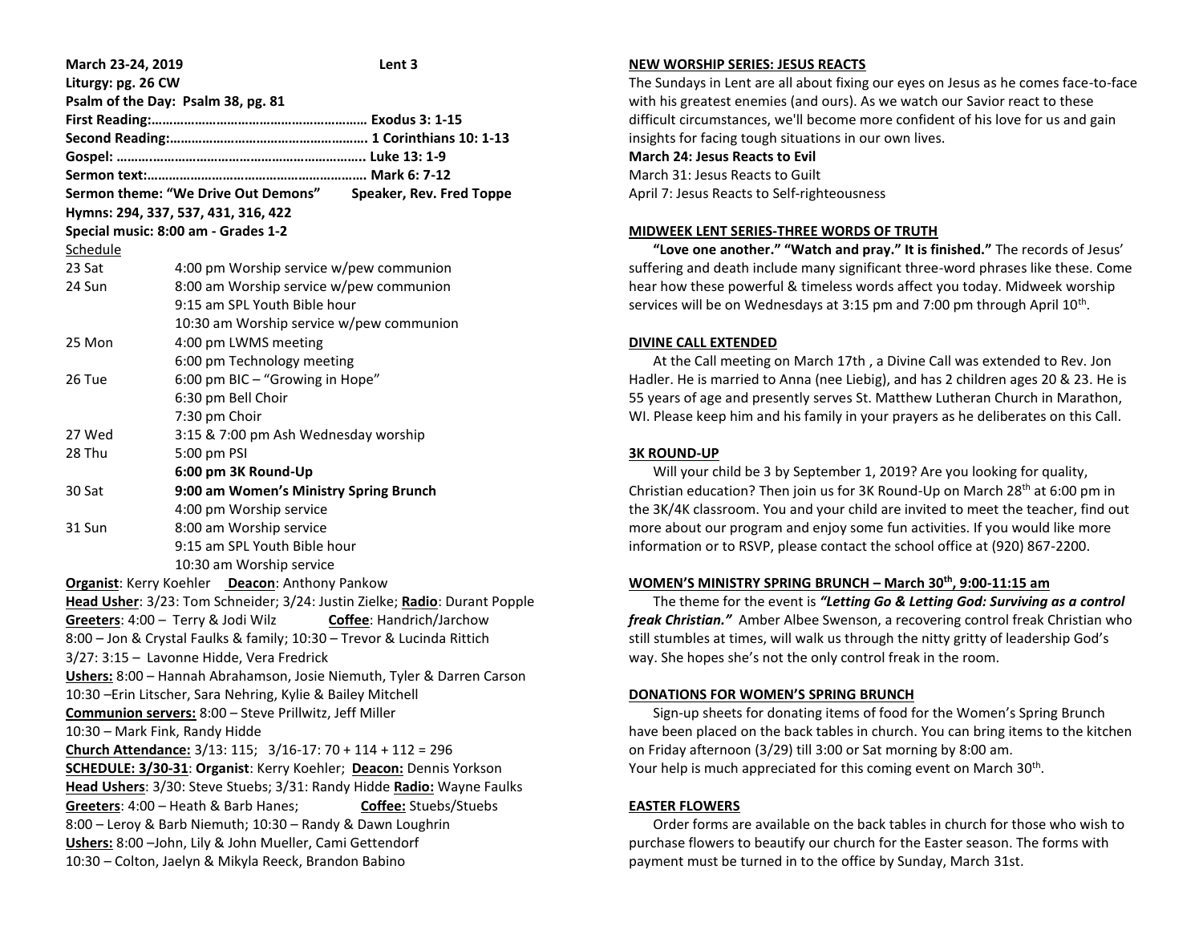**March 23-24, 2019** **Lent 3**

**Liturgy: pg. 26 CW**

**Psalm of the Day: Psalm 38, pg. 81**

**First Reading:…………………………………………………… Exodus 3: 1-15**

**Second Reading:……………………………………………… 1 Corinthians 10: 1-13**

**Gospel: ……..…………………………………………………. Luke 13: 1-9**

**Sermon text:…………………………………………………… Mark 6: 7-12**

**Sermon theme: "We Drive Out Demons"** **Speaker, Rev. Fred Toppe**

**Hymns: 294, 337, 537, 431, 316, 422**

**Special music: 8:00 am - Grades 1-2**

Schedule

| | |
|---|---|
| 23 Sat | 4:00 pm Worship service w/pew communion |
| 24 Sun | 8:00 am Worship service w/pew communion |
| | 9:15 am SPL Youth Bible hour |
| | 10:30 am Worship service w/pew communion |
| 25 Mon | 4:00 pm LWMS meeting |
| | 6:00 pm Technology meeting |
| 26 Tue | 6:00 pm BIC – "Growing in Hope" |
| | 6:30 pm Bell Choir |
| | 7:30 pm Choir |
| 27 Wed | 3:15 & 7:00 pm Ash Wednesday worship |
| 28 Thu | 5:00 pm PSI |
| | **6:00 pm 3K Round-Up** |
| 30 Sat | **9:00 am Women's Ministry Spring Brunch** |
| | 4:00 pm Worship service |
| 31 Sun | 8:00 am Worship service |
| | 9:15 am SPL Youth Bible hour |
| | 10:30 am Worship service |

**Organist**: Kerry Koehler **Deacon**: Anthony Pankow

**Head Usher**: 3/23: Tom Schneider; 3/24: Justin Zielke; **Radio**: Durant Popple

**Greeters**: 4:00 – Terry & Jodi Wilz **Coffee**: Handrich/Jarchow

8:00 – Jon & Crystal Faulks & family; 10:30 – Trevor & Lucinda Rittich

3/27: 3:15 – Lavonne Hidde, Vera Fredrick

**Ushers:** 8:00 – Hannah Abrahamson, Josie Niemuth, Tyler & Darren Carson

10:30 –Erin Litscher, Sara Nehring, Kylie & Bailey Mitchell

**Communion servers:** 8:00 – Steve Prillwitz, Jeff Miller

10:30 – Mark Fink, Randy Hidde

**Church Attendance:** 3/13: 115; 3/16-17: 70 + 114 + 112 = 296

**SCHEDULE: 3/30-31**: **Organist**: Kerry Koehler; **Deacon:** Dennis Yorkson

**Head Ushers**: 3/30: Steve Stuebs; 3/31: Randy Hidde **Radio:** Wayne Faulks

**Greeters**: 4:00 – Heath & Barb Hanes; **Coffee:** Stuebs/Stuebs

8:00 – Leroy & Barb Niemuth; 10:30 – Randy & Dawn Loughrin

**Ushers:** 8:00 –John, Lily & John Mueller, Cami Gettendorf

10:30 – Colton, Jaelyn & Mikyla Reeck, Brandon Babino

## NEW WORSHIP SERIES: JESUS REACTS

The Sundays in Lent are all about fixing our eyes on Jesus as he comes face-to-face with his greatest enemies (and ours). As we watch our Savior react to these difficult circumstances, we'll become more confident of his love for us and gain insights for facing tough situations in our own lives.

**March 24: Jesus Reacts to Evil**

March 31: Jesus Reacts to Guilt

April 7: Jesus Reacts to Self-righteousness

## MIDWEEK LENT SERIES-THREE WORDS OF TRUTH

**"Love one another." "Watch and pray." It is finished."** The records of Jesus' suffering and death include many significant three-word phrases like these. Come hear how these powerful & timeless words affect you today. Midweek worship services will be on Wednesdays at 3:15 pm and 7:00 pm through April 10th.

## DIVINE CALL EXTENDED

At the Call meeting on March 17th , a Divine Call was extended to Rev. Jon Hadler. He is married to Anna (nee Liebig), and has 2 children ages 20 & 23. He is 55 years of age and presently serves St. Matthew Lutheran Church in Marathon, WI. Please keep him and his family in your prayers as he deliberates on this Call.

## 3K ROUND-UP

Will your child be 3 by September 1, 2019? Are you looking for quality, Christian education? Then join us for 3K Round-Up on March 28th at 6:00 pm in the 3K/4K classroom. You and your child are invited to meet the teacher, find out more about our program and enjoy some fun activities. If you would like more information or to RSVP, please contact the school office at (920) 867-2200.

## WOMEN'S MINISTRY SPRING BRUNCH – March 30th, 9:00-11:15 am

The theme for the event is ***"Letting Go & Letting God: Surviving as a control freak Christian."*** Amber Albee Swenson, a recovering control freak Christian who still stumbles at times, will walk us through the nitty gritty of leadership God's way. She hopes she's not the only control freak in the room.

## DONATIONS FOR WOMEN'S SPRING BRUNCH

Sign-up sheets for donating items of food for the Women's Spring Brunch have been placed on the back tables in church. You can bring items to the kitchen on Friday afternoon (3/29) till 3:00 or Sat morning by 8:00 am.
Your help is much appreciated for this coming event on March 30th.

## EASTER FLOWERS

Order forms are available on the back tables in church for those who wish to purchase flowers to beautify our church for the Easter season. The forms with payment must be turned in to the office by Sunday, March 31st.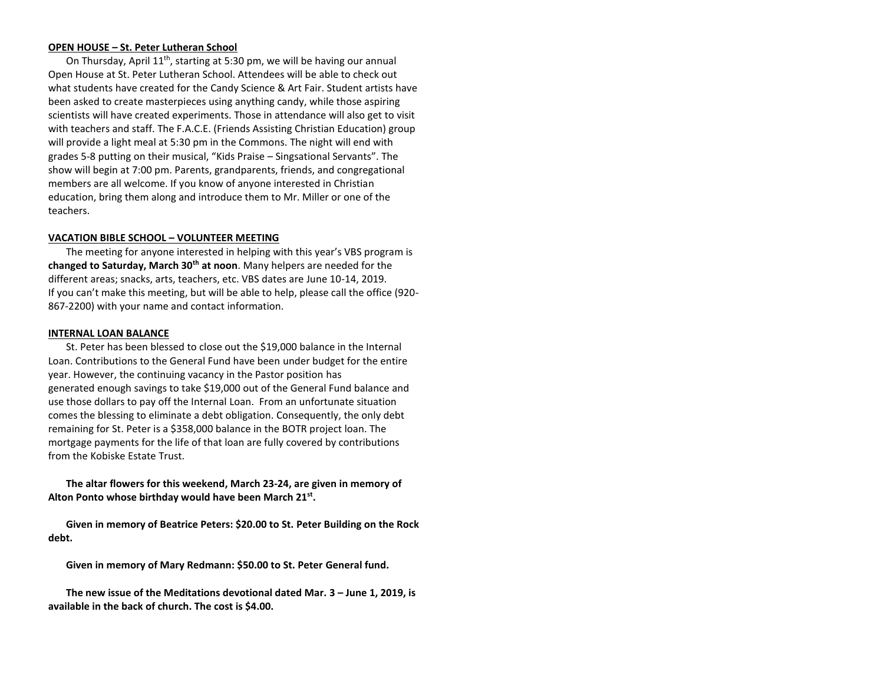**OPEN HOUSE – St. Peter Lutheran School**

On Thursday, April 11th, starting at 5:30 pm, we will be having our annual Open House at St. Peter Lutheran School. Attendees will be able to check out what students have created for the Candy Science & Art Fair. Student artists have been asked to create masterpieces using anything candy, while those aspiring scientists will have created experiments. Those in attendance will also get to visit with teachers and staff. The F.A.C.E. (Friends Assisting Christian Education) group will provide a light meal at 5:30 pm in the Commons. The night will end with grades 5-8 putting on their musical, "Kids Praise – Singsational Servants". The show will begin at 7:00 pm. Parents, grandparents, friends, and congregational members are all welcome. If you know of anyone interested in Christian education, bring them along and introduce them to Mr. Miller or one of the teachers.

**VACATION BIBLE SCHOOL – VOLUNTEER MEETING**

The meeting for anyone interested in helping with this year's VBS program is **changed to Saturday, March 30th at noon**. Many helpers are needed for the different areas; snacks, arts, teachers, etc. VBS dates are June 10-14, 2019. If you can't make this meeting, but will be able to help, please call the office (920-867-2200) with your name and contact information.

**INTERNAL LOAN BALANCE**

St. Peter has been blessed to close out the $19,000 balance in the Internal Loan. Contributions to the General Fund have been under budget for the entire year. However, the continuing vacancy in the Pastor position has generated enough savings to take $19,000 out of the General Fund balance and use those dollars to pay off the Internal Loan. From an unfortunate situation comes the blessing to eliminate a debt obligation. Consequently, the only debt remaining for St. Peter is a $358,000 balance in the BOTR project loan. The mortgage payments for the life of that loan are fully covered by contributions from the Kobiske Estate Trust.

**The altar flowers for this weekend, March 23-24, are given in memory of Alton Ponto whose birthday would have been March 21st.**

**Given in memory of Beatrice Peters: $20.00 to St. Peter Building on the Rock debt.**

**Given in memory of Mary Redmann: $50.00 to St. Peter General fund.**

**The new issue of the Meditations devotional dated Mar. 3 – June 1, 2019, is available in the back of church. The cost is $4.00.**